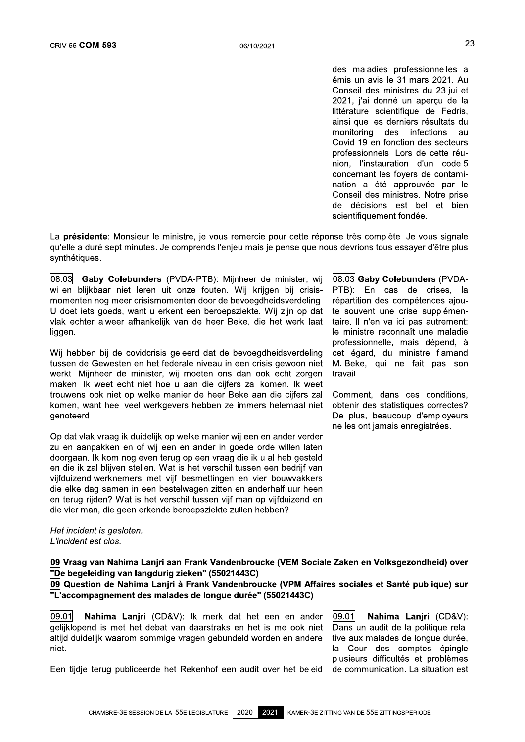des maladies professionnelles a émis un avis le 31 mars 2021. Au Conseil des ministres du 23 juillet 2021, j'ai donné un aperçu de la littérature scientifique de Fedris, ainsi que les derniers résultats du monitoring des infections au Covid-19 en fonction des secteurs professionnels. Lors de cette réunion, l'instauration d'un code 5 concernant les foyers de contamination a été approuvée par le Conseil des ministres. Notre prise de décisions est bel et bien scientifiquement fondée.

La **présidente**: Monsieur le ministre, je vous remercie pour cette réponse très complète. Je vous signale qu'elle a duré sept minutes. Je comprends l'enjeu mais je pense que nous devrions tous essayer d'être plus synthétiques.

08.03 **Gaby Colebunders** (PVDA-PTB): Mijnheer de minister, wij willen blijkbaar niet leren uit onze fouten. Wij krijgen bij crisismomenten nog meer crisismomenten door de bevoegdheidsverdeling. U doet iets goeds, want u erkent een beroepsziekte. Wij zijn op dat vlak echter alweer afhankelijk van de heer Beke, die het werk laat liggen.

Wij hebben bij de covidcrisis geleerd dat de bevoegdheidsverdeling tussen de Gewesten en het federale niveau in een crisis gewoon niet werkt. Mijnheer de minister, wij moeten ons dan ook echt zorgen maken. Ik weet echt niet hoe u aan die cijfers zal komen. Ik weet trouwens ook niet op welke manier de heer Beke aan die cijfers zal komen, want heel veel werkgevers hebben ze immers helemaal niet genoteerd.

Op dat vlak vraag ik duidelijk op welke manier wij een en ander verder zullen aanpakken en of wij een en ander in goede orde willen laten doorgaan. Ik kom nog even terug op een vraag die ik u al heb gesteld en die ik zal blijven stellen. Wat is het verschil tussen een bedrijf van vijfduizend werknemers met vijf besmettingen en vier bouwvakkers die elke dag samen in een bestelwagen zitten en anderhalf uur heen en terug rijden? Wat is het verschil tussen vijf man op vijfduizend en die vier man, die geen erkende beroepsziekte zullen hebben?

08.03 **Gaby Colebunders** (PVDA-PTB): En cas de crises, la répartition des compétences ajoute souvent une crise supplémentaire. Il n'en va ici pas autrement: le ministre reconnaît une maladie professionnelle, mais dépend, à cet égard, du ministre flamand M. Beke, qui ne fait pas son travail.

Comment, dans ces conditions, obtenir des statistiques correctes? De plus, beaucoup d'employeurs ne les ont jamais enregistrées.

*Het incident is gesloten.*
*L'incident est clos.*

## 09 Vraag van Nahima Lanjri aan Frank Vandenbroucke (VEM Sociale Zaken en Volksgezondheid) over "De begeleiding van langdurig zieken" (55021443C)

## 09 Question de Nahima Lanjri à Frank Vandenbroucke (VPM Affaires sociales et Santé publique) sur "L'accompagnement des malades de longue durée" (55021443C)

09.01 **Nahima Lanjri** (CD&V): Ik merk dat het een en ander gelijklopend is met het debat van daarstraks en het is me ook niet altijd duidelijk waarom sommige vragen gebundeld worden en andere niet.

Een tijdje terug publiceerde het Rekenhof een audit over het beleid

09.01 **Nahima Lanjri** (CD&V): Dans un audit de la politique relative aux malades de longue durée, la Cour des comptes épingle plusieurs difficultés et problèmes de communication. La situation est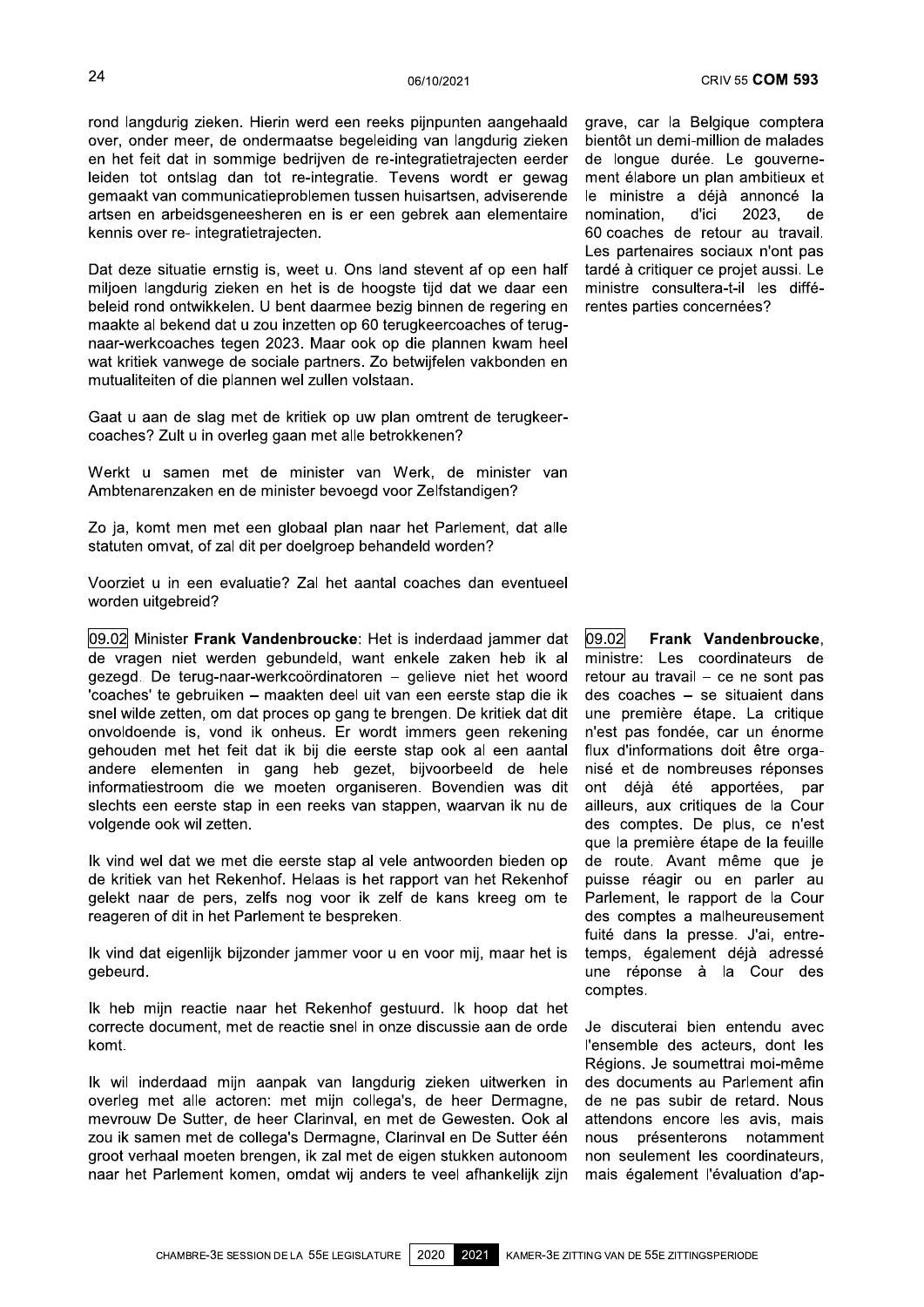rond langdurig zieken. Hierin werd een reeks pijnpunten aangehaald over, onder meer, de ondermaatse begeleiding van langdurig zieken en het feit dat in sommige bedrijven de re-integratietrajecten eerder leiden tot ontslag dan tot re-integratie. Tevens wordt er gewag gemaakt van communicatieproblemen tussen huisartsen, adviserende artsen en arbeidsgeneesheren en is er een gebrek aan elementaire kennis over re- integratietrajecten.

Dat deze situatie ernstig is, weet u. Ons land stevent af op een half miljoen langdurig zieken en het is de hoogste tijd dat we daar een beleid rond ontwikkelen. U bent daarmee bezig binnen de regering en maakte al bekend dat u zou inzetten op 60 terugkeercoaches of terug-naar-werkcoaches tegen 2023. Maar ook op die plannen kwam heel wat kritiek vanwege de sociale partners. Zo betwijfelen vakbonden en mutualiteiten of die plannen wel zullen volstaan.

Gaat u aan de slag met de kritiek op uw plan omtrent de terugkeer-coaches? Zult u in overleg gaan met alle betrokkenen?

Werkt u samen met de minister van Werk, de minister van Ambtenarenzaken en de minister bevoegd voor Zelfstandigen?

Zo ja, komt men met een globaal plan naar het Parlement, dat alle statuten omvat, of zal dit per doelgroep behandeld worden?

Voorziet u in een evaluatie? Zal het aantal coaches dan eventueel worden uitgebreid?

grave, car la Belgique comptera bientôt un demi-million de malades de longue durée. Le gouvernement élabore un plan ambitieux et le ministre a déjà annoncé la nomination, d'ici 2023, de 60 coaches de retour au travail. Les partenaires sociaux n'ont pas tardé à critiquer ce projet aussi. Le ministre consultera-t-il les différentes parties concernées?

09.02 Minister **Frank Vandenbroucke**: Het is inderdaad jammer dat de vragen niet werden gebundeld, want enkele zaken heb ik al gezegd. De terug-naar-werkcoördinatoren – gelieve niet het woord 'coaches' te gebruiken – maakten deel uit van een eerste stap die ik snel wilde zetten, om dat proces op gang te brengen. De kritiek dat dit onvoldoende is, vond ik onheus. Er wordt immers geen rekening gehouden met het feit dat ik bij die eerste stap ook al een aantal andere elementen in gang heb gezet, bijvoorbeeld de hele informatiestroom die we moeten organiseren. Bovendien was dit slechts een eerste stap in een reeks van stappen, waarvan ik nu de volgende ook wil zetten.

Ik vind wel dat we met die eerste stap al vele antwoorden bieden op de kritiek van het Rekenhof. Helaas is het rapport van het Rekenhof gelekt naar de pers, zelfs nog voor ik zelf de kans kreeg om te reageren of dit in het Parlement te bespreken.

Ik vind dat eigenlijk bijzonder jammer voor u en voor mij, maar het is gebeurd.

Ik heb mijn reactie naar het Rekenhof gestuurd. Ik hoop dat het correcte document, met de reactie snel in onze discussie aan de orde komt.

Ik wil inderdaad mijn aanpak van langdurig zieken uitwerken in overleg met alle actoren: met mijn collega's, de heer Dermagne, mevrouw De Sutter, de heer Clarinval, en met de Gewesten. Ook al zou ik samen met de collega's Dermagne, Clarinval en De Sutter één groot verhaal moeten brengen, ik zal met de eigen stukken autonoom naar het Parlement komen, omdat wij anders te veel afhankelijk zijn

09.02 **Frank Vandenbroucke**, ministre: Les coordinateurs de retour au travail – ce ne sont pas des coaches – se situaient dans une première étape. La critique n'est pas fondée, car un énorme flux d'informations doit être organisé et de nombreuses réponses ont déjà été apportées, par ailleurs, aux critiques de la Cour des comptes. De plus, ce n'est que la première étape de la feuille de route. Avant même que je puisse réagir ou en parler au Parlement, le rapport de la Cour des comptes a malheureusement fuité dans la presse. J'ai, entretemps, également déjà adressé une réponse à la Cour des comptes.

Je discuterai bien entendu avec l'ensemble des acteurs, dont les Régions. Je soumettrai moi-même des documents au Parlement afin de ne pas subir de retard. Nous attendons encore les avis, mais nous présenterons notamment non seulement les coordinateurs, mais également l'évaluation d'ap-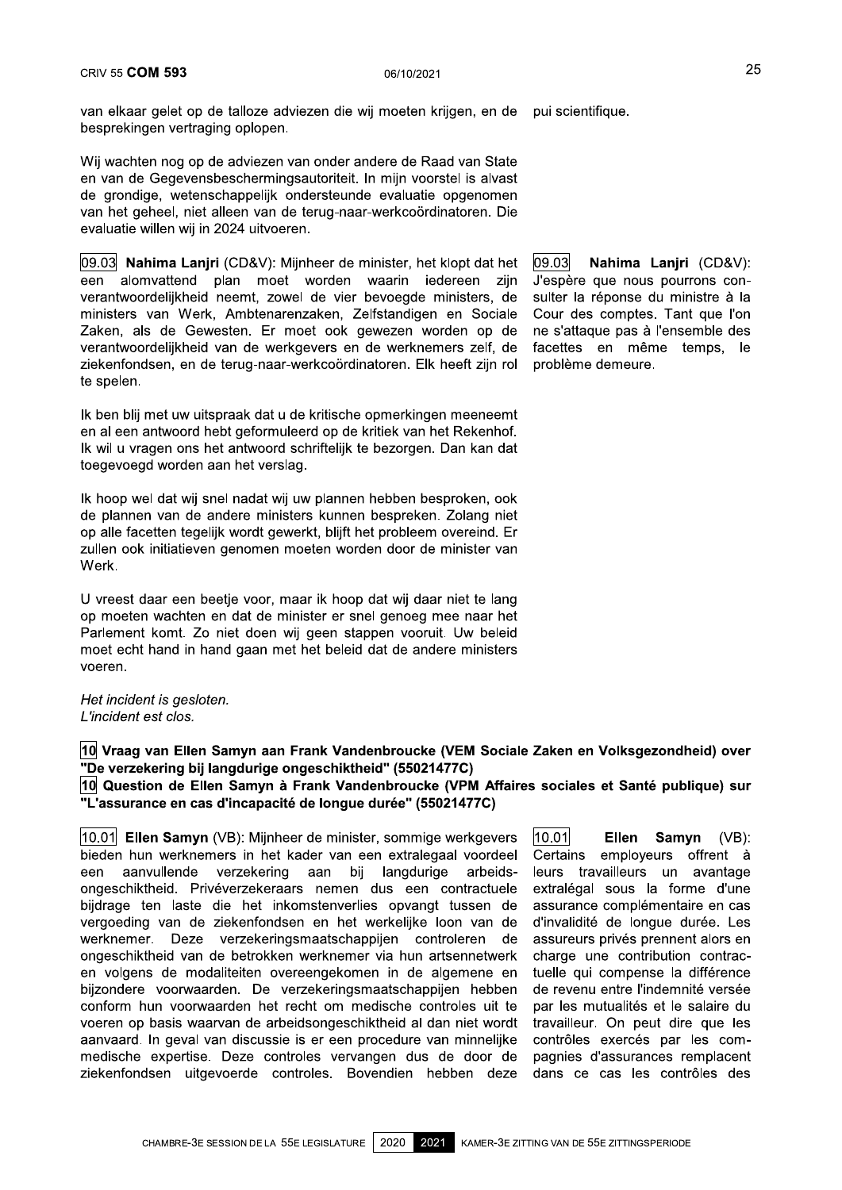van elkaar gelet op de talloze adviezen die wij moeten krijgen, en de besprekingen vertraging oplopen.

pui scientifique.

Wij wachten nog op de adviezen van onder andere de Raad van State en van de Gegevensbeschermingsautoriteit. In mijn voorstel is alvast de grondige, wetenschappelijk ondersteunde evaluatie opgenomen van het geheel, niet alleen van de terug-naar-werkcoördinatoren. Die evaluatie willen wij in 2024 uitvoeren.

09.03 **Nahima Lanjri** (CD&V): Mijnheer de minister, het klopt dat het een alomvattend plan moet worden waarin iedereen zijn verantwoordelijkheid neemt, zowel de vier bevoegde ministers, de ministers van Werk, Ambtenarenzaken, Zelfstandigen en Sociale Zaken, als de Gewesten. Er moet ook gewezen worden op de verantwoordelijkheid van de werkgevers en de werknemers zelf, de ziekenfondsen, en de terug-naar-werkcoördinatoren. Elk heeft zijn rol te spelen.

Ik ben blij met uw uitspraak dat u de kritische opmerkingen meeneemt en al een antwoord hebt geformuleerd op de kritiek van het Rekenhof. Ik wil u vragen ons het antwoord schriftelijk te bezorgen. Dan kan dat toegevoegd worden aan het verslag.

Ik hoop wel dat wij snel nadat wij uw plannen hebben besproken, ook de plannen van de andere ministers kunnen bespreken. Zolang niet op alle facetten tegelijk wordt gewerkt, blijft het probleem overeind. Er zullen ook initiatieven genomen moeten worden door de minister van Werk.

U vreest daar een beetje voor, maar ik hoop dat wij daar niet te lang op moeten wachten en dat de minister er snel genoeg mee naar het Parlement komt. Zo niet doen wij geen stappen vooruit. Uw beleid moet echt hand in hand gaan met het beleid dat de andere ministers voeren.

09.03 **Nahima Lanjri** (CD&V): J'espère que nous pourrons consulter la réponse du ministre à la Cour des comptes. Tant que l'on ne s'attaque pas à l'ensemble des facettes en même temps, le problème demeure.

*Het incident is gesloten.*
*L'incident est clos.*

## 10 Vraag van Ellen Samyn aan Frank Vandenbroucke (VEM Sociale Zaken en Volksgezondheid) over "De verzekering bij langdurige ongeschiktheid" (55021477C)

## 10 Question de Ellen Samyn à Frank Vandenbroucke (VPM Affaires sociales et Santé publique) sur "L'assurance en cas d'incapacité de longue durée" (55021477C)

10.01 **Ellen Samyn** (VB): Mijnheer de minister, sommige werkgevers bieden hun werknemers in het kader van een extralegaal voordeel een aanvullende verzekering aan bij langdurige arbeidsongeschiktheid. Privéverzekeraars nemen dus een contractuele bijdrage ten laste die het inkomstenverlies opvangt tussen de vergoeding van de ziekenfondsen en het werkelijke loon van de werknemer. Deze verzekeringsmaatschappijen controleren de ongeschiktheid van de betrokken werknemer via hun artsennetwerk en volgens de modaliteiten overeengekomen in de algemene en bijzondere voorwaarden. De verzekeringsmaatschappijen hebben conform hun voorwaarden het recht om medische controles uit te voeren op basis waarvan de arbeidsongeschiktheid al dan niet wordt aanvaard. In geval van discussie is er een procedure van minnelijke medische expertise. Deze controles vervangen dus de door de ziekenfondsen uitgevoerde controles. Bovendien hebben deze

10.01 **Ellen Samyn** (VB): Certains employeurs offrent à leurs travailleurs un avantage extralégal sous la forme d'une assurance complémentaire en cas d'invalidité de longue durée. Les assureurs privés prennent alors en charge une contribution contractuelle qui compense la différence de revenu entre l'indemnité versée par les mutualités et le salaire du travailleur. On peut dire que les contrôles exercés par les compagnies d'assurances remplacent dans ce cas les contrôles des